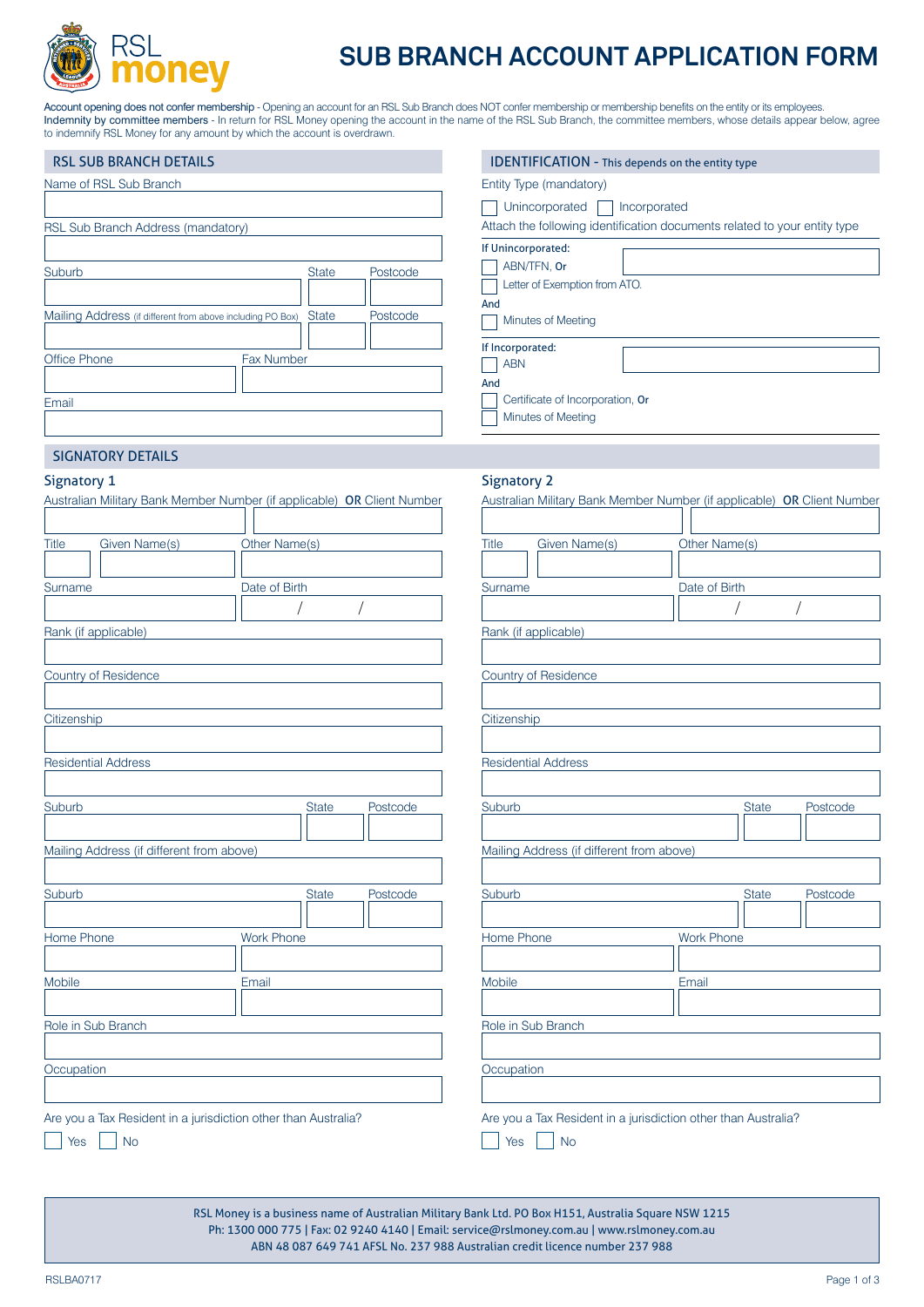# RSL money

# SUB BRANCH ACCOUNT APPLICATION FORM

**Account opening does not confer membership** - Opening an account for an RSL Sub Branch does NOT confer membership or membership benefits on the entity or its employees.
**Indemnity by committee members** - In return for RSL Money opening the account in the name of the RSL Sub Branch, the committee members, whose details appear below, agree to indemnify RSL Money for any amount by which the account is overdrawn.

## RSL SUB BRANCH DETAILS

Name of RSL Sub Branch

RSL Sub Branch Address (mandatory)

Suburb | State | Postcode

Mailing Address (if different from above including PO Box) | State | Postcode

Office Phone | Fax Number

Email

## IDENTIFICATION - This depends on the entity type

Entity Type (mandatory)

☐ Unincorporated ☐ Incorporated

Attach the following identification documents related to your entity type

**If Unincorporated:**

☐ ABN/TFN, **Or**

☐ Letter of Exemption from ATO.

**And**

☐ Minutes of Meeting

**If Incorporated:**

☐ ABN

**And**

☐ Certificate of Incorporation, **Or**

☐ Minutes of Meeting

## SIGNATORY DETAILS

### Signatory 1

Australian Military Bank Member Number (if applicable) **OR** Client Number

Title | Given Name(s) | Other Name(s)

Surname | Date of Birth / /

Rank (if applicable)

Country of Residence

Citizenship

Residential Address

Suburb | State | Postcode

Mailing Address (if different from above)

Suburb | State | Postcode

Home Phone | Work Phone

Mobile | Email

Role in Sub Branch

Occupation

Are you a Tax Resident in a jurisdiction other than Australia?

☐ Yes ☐ No

### Signatory 2

Australian Military Bank Member Number (if applicable) **OR** Client Number

Title | Given Name(s) | Other Name(s)

Surname | Date of Birth / /

Rank (if applicable)

Country of Residence

Citizenship

Residential Address

Suburb | State | Postcode

Mailing Address (if different from above)

Suburb | State | Postcode

Home Phone | Work Phone

Mobile | Email

Role in Sub Branch

Occupation

Are you a Tax Resident in a jurisdiction other than Australia?

☐ Yes ☐ No

RSL Money is a business name of Australian Military Bank Ltd. PO Box H151, Australia Square NSW 1215
Ph: 1300 000 775 | Fax: 02 9240 4140 | Email: service@rslmoney.com.au | www.rslmoney.com.au
ABN 48 087 649 741 AFSL No. 237 988 Australian credit licence number 237 988

RSLBA0717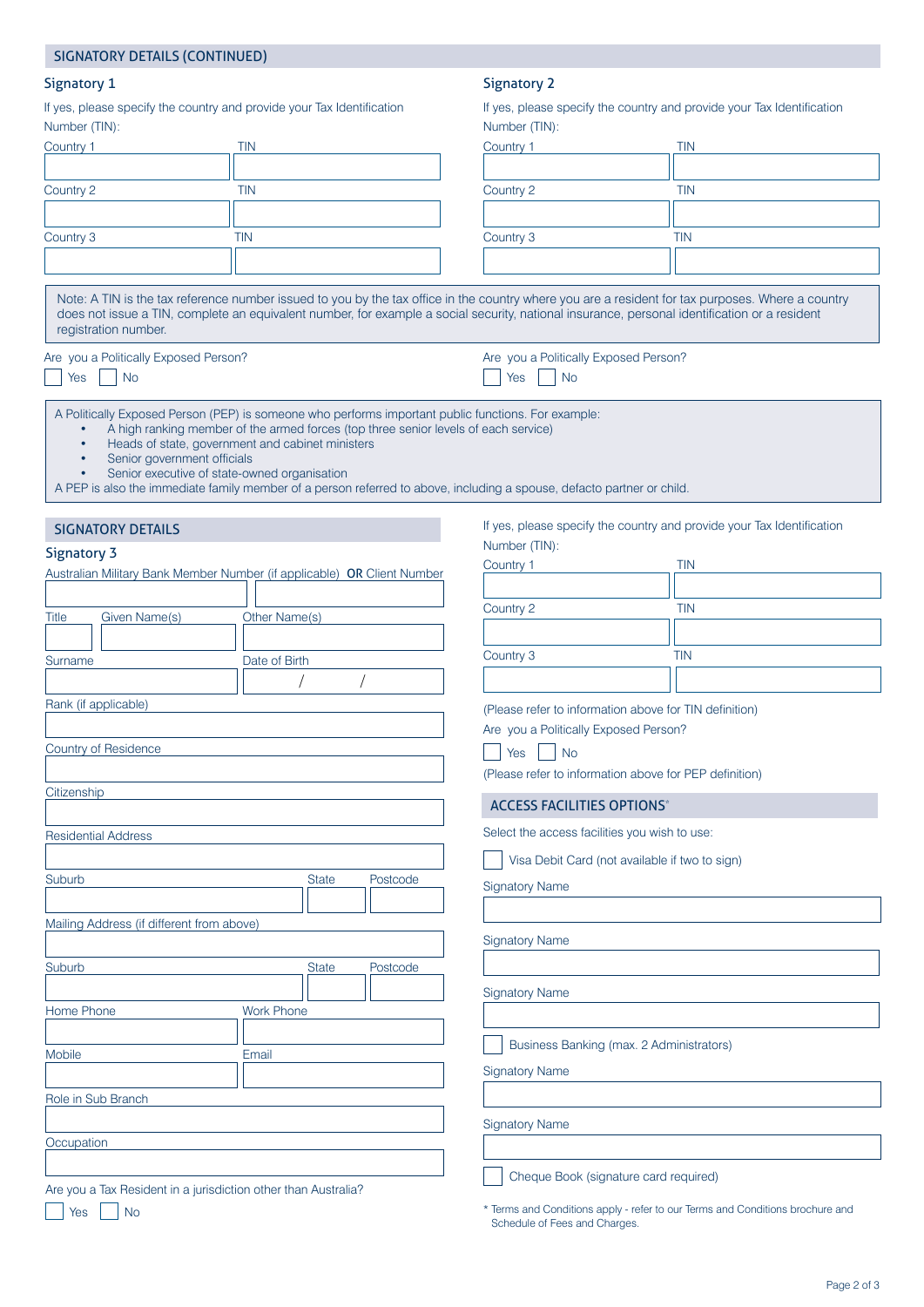## SIGNATORY DETAILS (CONTINUED)

### Signatory 1

If yes, please specify the country and provide your Tax Identification Number (TIN):

| Country 1 | TIN |
| --- | --- |
| | |
| **Country 2** | **TIN** |
| | |
| **Country 3** | **TIN** |
| | |

### Signatory 2

If yes, please specify the country and provide your Tax Identification Number (TIN):

| Country 1 | TIN |
| --- | --- |
| | |
| **Country 2** | **TIN** |
| | |
| **Country 3** | **TIN** |
| | |

Note: A TIN is the tax reference number issued to you by the tax office in the country where you are a resident for tax purposes. Where a country does not issue a TIN, complete an equivalent number, for example a social security, national insurance, personal identification or a resident registration number.

**Signatory 1** – Are you a Politically Exposed Person?

☐ Yes ☐ No

**Signatory 2** – Are you a Politically Exposed Person?

☐ Yes ☐ No

A Politically Exposed Person (PEP) is someone who performs important public functions. For example:

- A high ranking member of the armed forces (top three senior levels of each service)
- Heads of state, government and cabinet ministers
- Senior government officials
- Senior executive of state-owned organisation

A PEP is also the immediate family member of a person referred to above, including a spouse, defacto partner or child.

## SIGNATORY DETAILS

### Signatory 3

Australian Military Bank Member Number (if applicable) **OR** Client Number

Title | Given Name(s) | Other Name(s)

Surname | Date of Birth ___ / ___ / ___

Rank (if applicable)

Country of Residence

Citizenship

Residential Address

Suburb | State | Postcode

Mailing Address (if different from above)

Suburb | State | Postcode

Home Phone | Work Phone

Mobile | Email

Role in Sub Branch

Occupation

Are you a Tax Resident in a jurisdiction other than Australia?

☐ Yes ☐ No

If yes, please specify the country and provide your Tax Identification Number (TIN):

| Country 1 | TIN |
| --- | --- |
| | |
| **Country 2** | **TIN** |
| | |
| **Country 3** | **TIN** |
| | |

(Please refer to information above for TIN definition)

Are you a Politically Exposed Person?

☐ Yes ☐ No

(Please refer to information above for PEP definition)

## ACCESS FACILITIES OPTIONS*

Select the access facilities you wish to use:

☐ Visa Debit Card (not available if two to sign)

Signatory Name

Signatory Name

Signatory Name

☐ Business Banking (max. 2 Administrators)

Signatory Name

Signatory Name

☐ Cheque Book (signature card required)

\* Terms and Conditions apply - refer to our Terms and Conditions brochure and Schedule of Fees and Charges.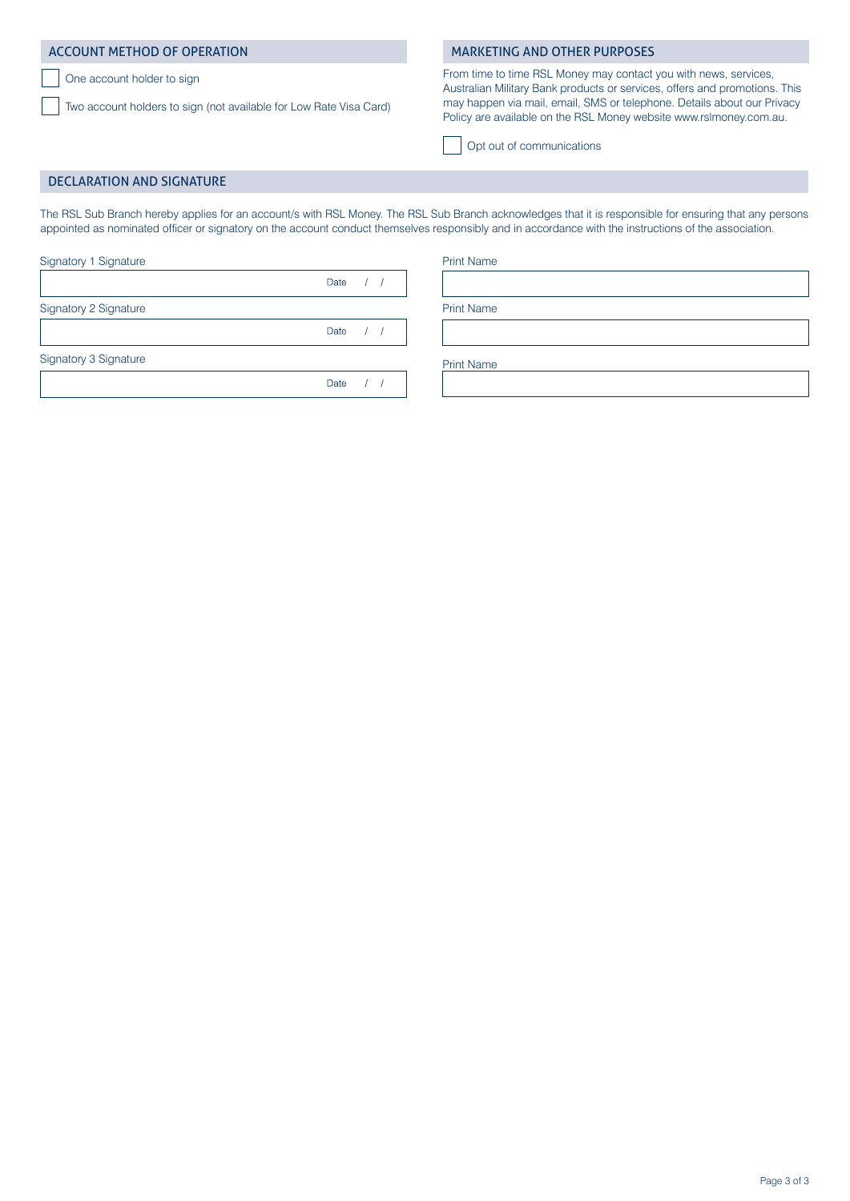## ACCOUNT METHOD OF OPERATION

☐ One account holder to sign

☐ Two account holders to sign (not available for Low Rate Visa Card)

## MARKETING AND OTHER PURPOSES

From time to time RSL Money may contact you with news, services, Australian Military Bank products or services, offers and promotions. This may happen via mail, email, SMS or telephone. Details about our Privacy Policy are available on the RSL Money website www.rslmoney.com.au.

☐ Opt out of communications

## DECLARATION AND SIGNATURE

The RSL Sub Branch hereby applies for an account/s with RSL Money. The RSL Sub Branch acknowledges that it is responsible for ensuring that any persons appointed as nominated officer or signatory on the account conduct themselves responsibly and in accordance with the instructions of the association.

| Signature | Date | Print Name |
|---|---|---|
| Signatory 1 Signature | / / | |
| Signatory 2 Signature | / / | |
| Signatory 3 Signature | / / | |